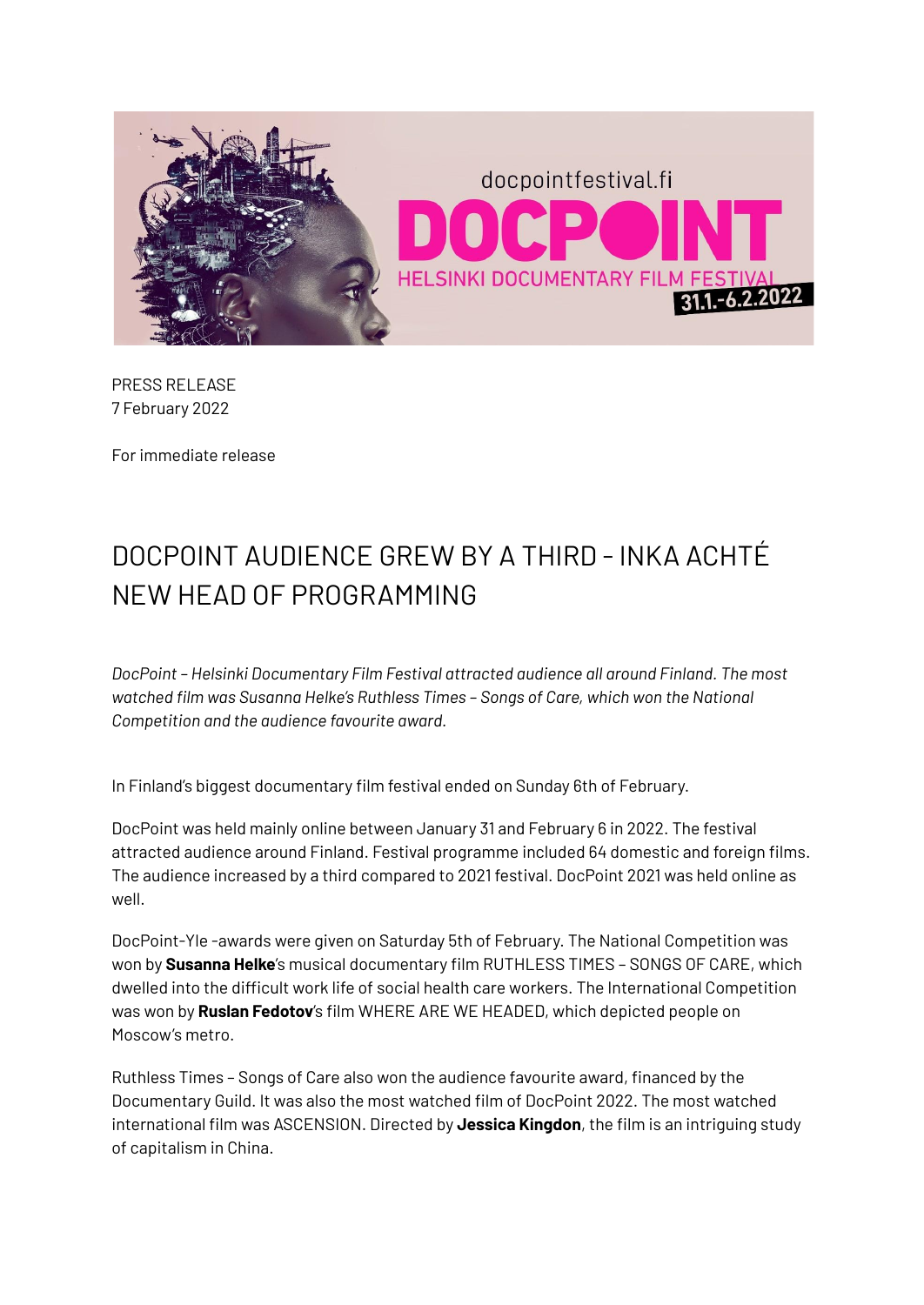PRESS RELEASE
7 February 2022

For immediate release

# DOCPOINT AUDIENCE GREW BY A THIRD - INKA ACHTÉ NEW HEAD OF PROGRAMMING

*DocPoint – Helsinki Documentary Film Festival attracted audience all around Finland. The most watched film was Susanna Helke's Ruthless Times – Songs of Care, which won the National Competition and the audience favourite award.*

In Finland's biggest documentary film festival ended on Sunday 6th of February.

DocPoint was held mainly online between January 31 and February 6 in 2022. The festival attracted audience around Finland. Festival programme included 64 domestic and foreign films. The audience increased by a third compared to 2021 festival. DocPoint 2021 was held online as well.

DocPoint-Yle -awards were given on Saturday 5th of February. The National Competition was won by **Susanna Helke**'s musical documentary film RUTHLESS TIMES – SONGS OF CARE, which dwelled into the difficult work life of social health care workers. The International Competition was won by **Ruslan Fedotov**'s film WHERE ARE WE HEADED, which depicted people on Moscow's metro.

Ruthless Times – Songs of Care also won the audience favourite award, financed by the Documentary Guild. It was also the most watched film of DocPoint 2022. The most watched international film was ASCENSION. Directed by **Jessica Kingdon**, the film is an intriguing study of capitalism in China.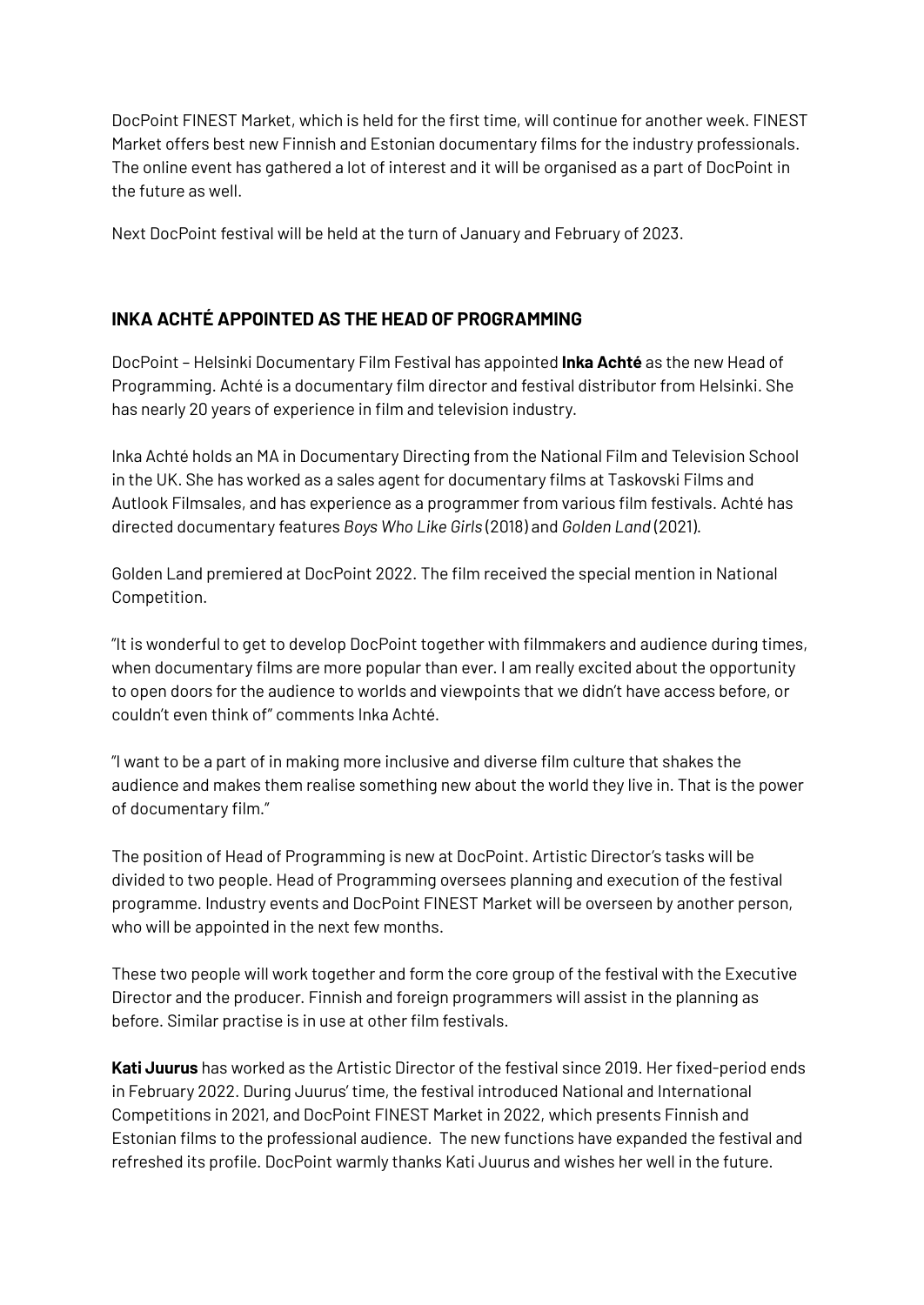DocPoint FINEST Market, which is held for the first time, will continue for another week. FINEST Market offers best new Finnish and Estonian documentary films for the industry professionals. The online event has gathered a lot of interest and it will be organised as a part of DocPoint in the future as well.

Next DocPoint festival will be held at the turn of January and February of 2023.

## INKA ACHTÉ APPOINTED AS THE HEAD OF PROGRAMMING

DocPoint – Helsinki Documentary Film Festival has appointed **Inka Achté** as the new Head of Programming. Achté is a documentary film director and festival distributor from Helsinki. She has nearly 20 years of experience in film and television industry.

Inka Achté holds an MA in Documentary Directing from the National Film and Television School in the UK. She has worked as a sales agent for documentary films at Taskovski Films and Autlook Filmsales, and has experience as a programmer from various film festivals. Achté has directed documentary features *Boys Who Like Girls* (2018) and *Golden Land* (2021).

Golden Land premiered at DocPoint 2022. The film received the special mention in National Competition.

"It is wonderful to get to develop DocPoint together with filmmakers and audience during times, when documentary films are more popular than ever. I am really excited about the opportunity to open doors for the audience to worlds and viewpoints that we didn't have access before, or couldn't even think of" comments Inka Achté.

"I want to be a part of in making more inclusive and diverse film culture that shakes the audience and makes them realise something new about the world they live in. That is the power of documentary film."

The position of Head of Programming is new at DocPoint. Artistic Director's tasks will be divided to two people. Head of Programming oversees planning and execution of the festival programme. Industry events and DocPoint FINEST Market will be overseen by another person, who will be appointed in the next few months.

These two people will work together and form the core group of the festival with the Executive Director and the producer. Finnish and foreign programmers will assist in the planning as before. Similar practise is in use at other film festivals.

**Kati Juurus** has worked as the Artistic Director of the festival since 2019. Her fixed-period ends in February 2022. During Juurus' time, the festival introduced National and International Competitions in 2021, and DocPoint FINEST Market in 2022, which presents Finnish and Estonian films to the professional audience. The new functions have expanded the festival and refreshed its profile. DocPoint warmly thanks Kati Juurus and wishes her well in the future.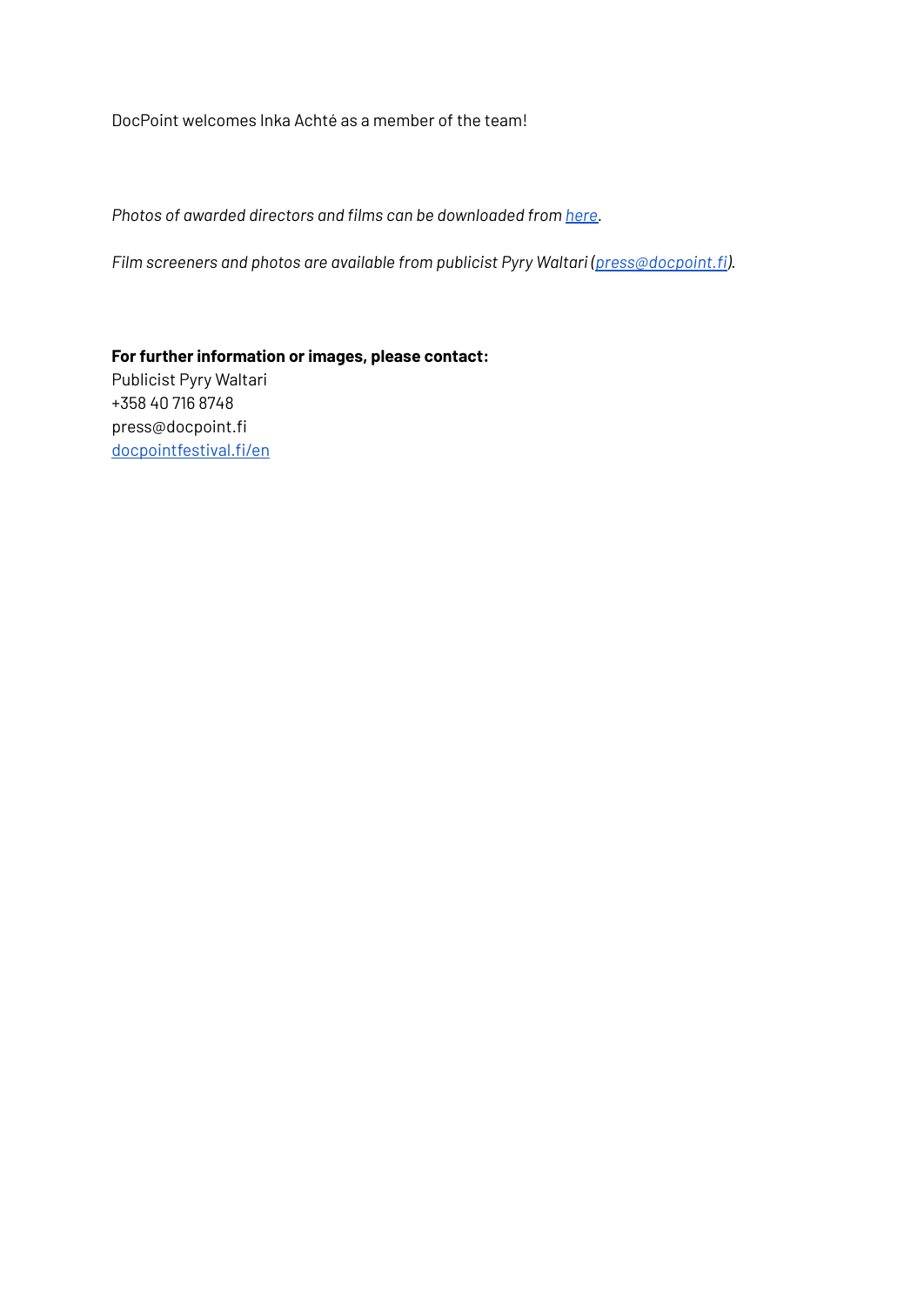DocPoint welcomes Inka Achté as a member of the team!

*Photos of awarded directors and films can be downloaded from [here](#).*

*Film screeners and photos are available from publicist Pyry Waltari ([press@docpoint.fi](mailto:press@docpoint.fi)).*

**For further information or images, please contact:**
Publicist Pyry Waltari
+358 40 716 8748
press@docpoint.fi
[docpointfestival.fi/en](https://docpointfestival.fi/en)